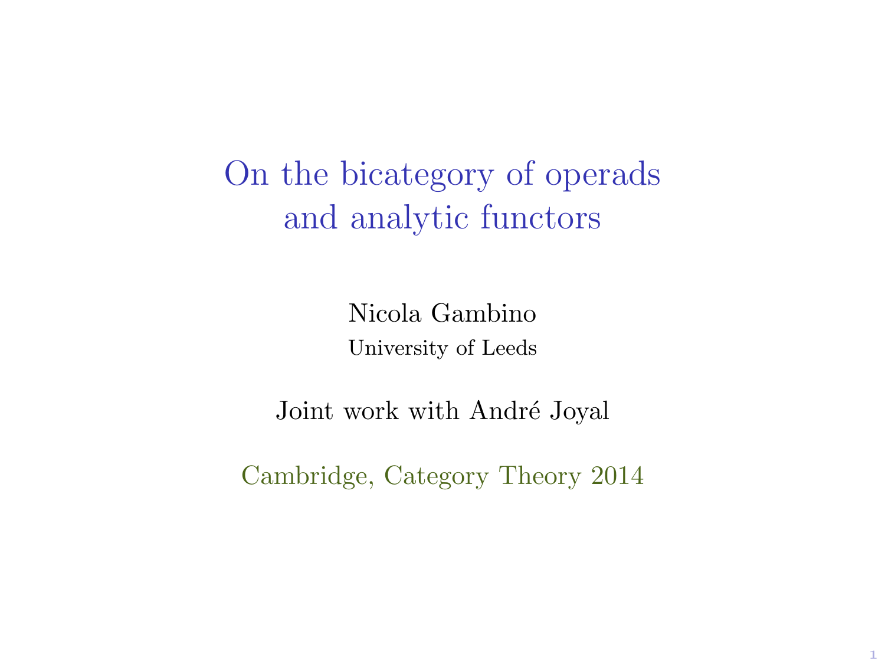# On the bicategory of operads and analytic functors

Nicola Gambino

University of Leeds

Joint work with André Joyal

Cambridge, Category Theory 2014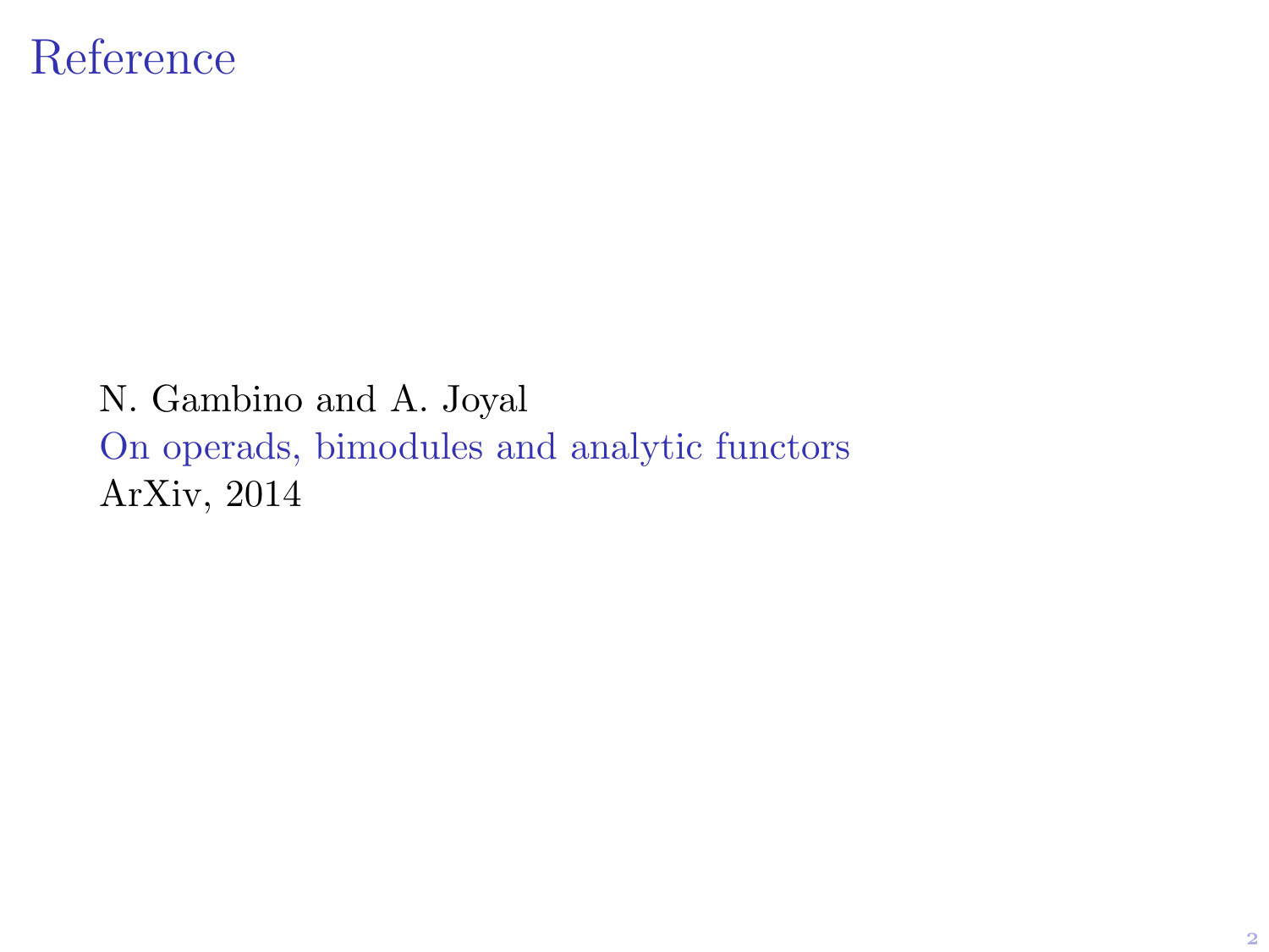# Reference

N. Gambino and A. Joyal
On operads, bimodules and analytic functors
ArXiv, 2014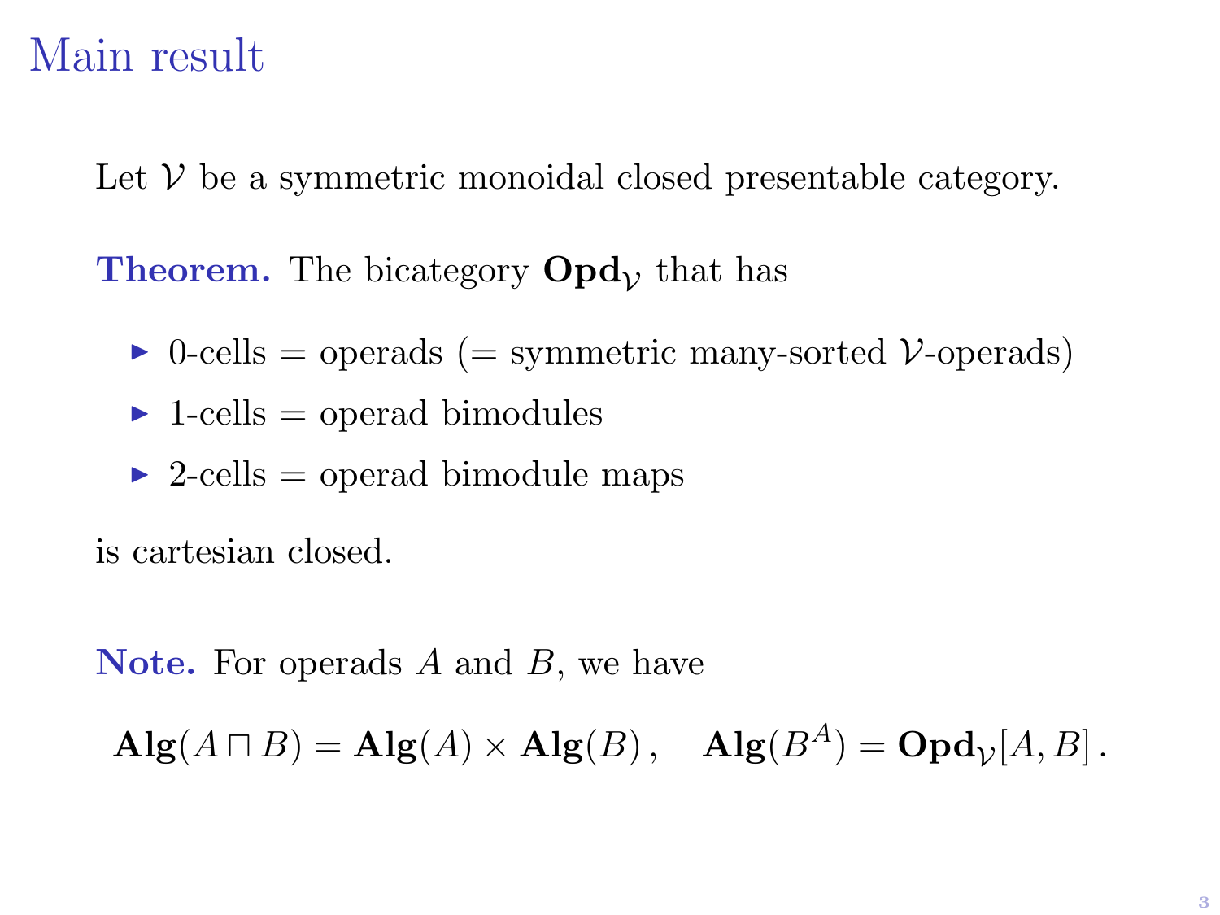# Main result

Let $\mathcal{V}$ be a symmetric monoidal closed presentable category.

**Theorem.** The bicategory $\mathbf{Opd}_{\mathcal{V}}$ that has

- 0-cells = operads (= symmetric many-sorted $\mathcal{V}$-operads)
- 1-cells = operad bimodules
- 2-cells = operad bimodule maps

is cartesian closed.

**Note.** For operads $A$ and $B$, we have

$$\mathbf{Alg}(A \sqcap B) = \mathbf{Alg}(A) \times \mathbf{Alg}(B)\,, \quad \mathbf{Alg}(B^A) = \mathbf{Opd}_{\mathcal{V}}[A, B]\,.$$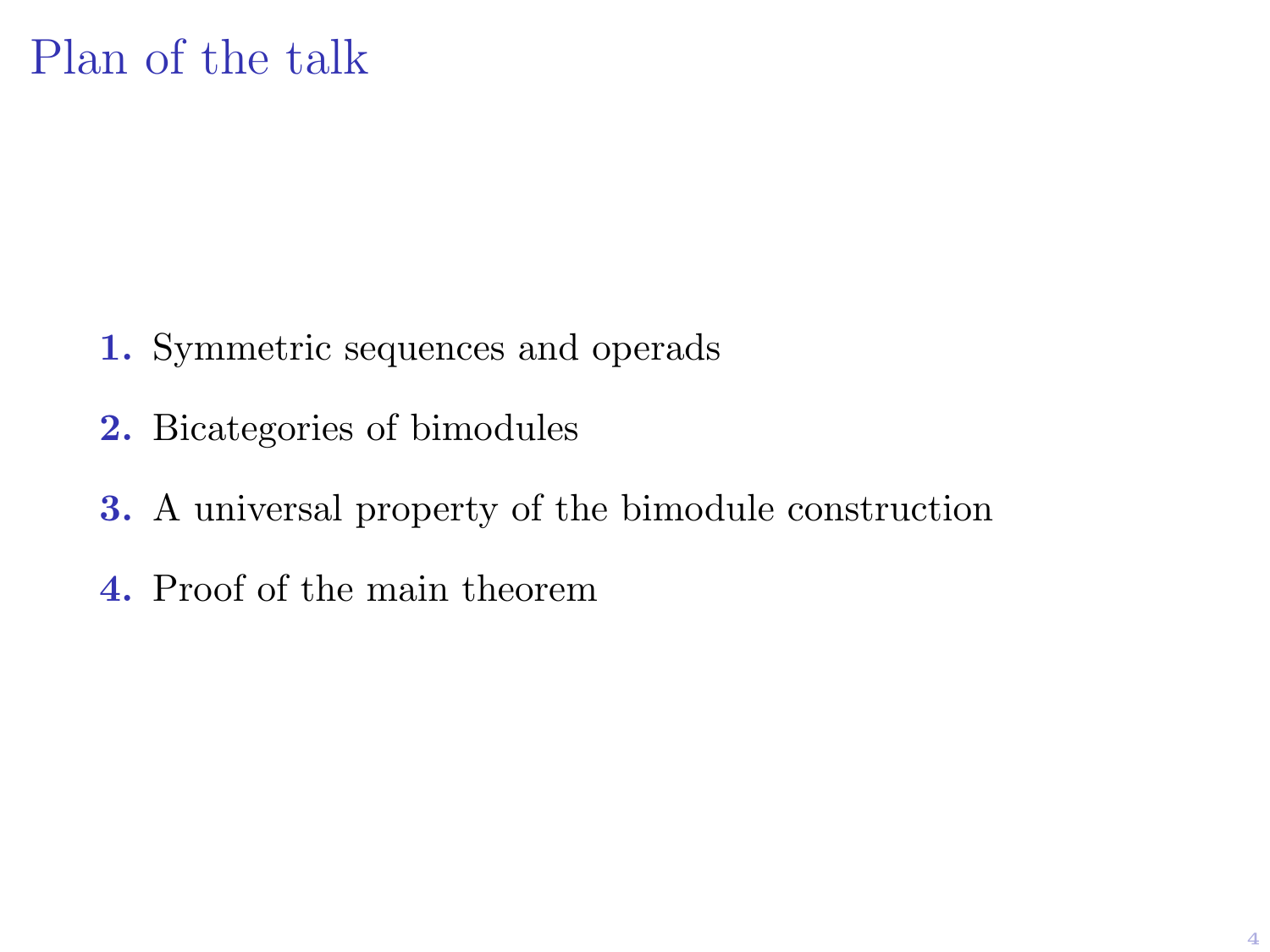# Plan of the talk

1. Symmetric sequences and operads
2. Bicategories of bimodules
3. A universal property of the bimodule construction
4. Proof of the main theorem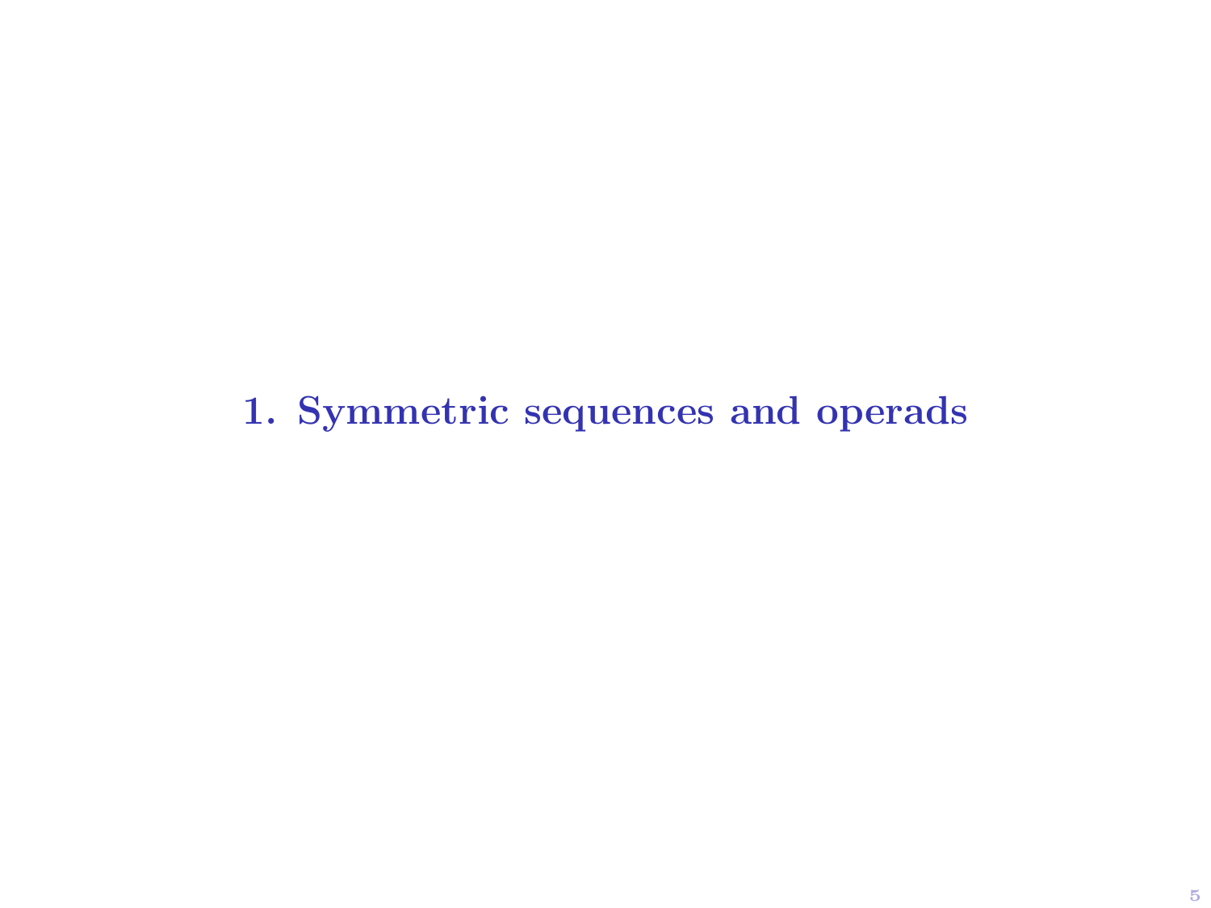# 1. Symmetric sequences and operads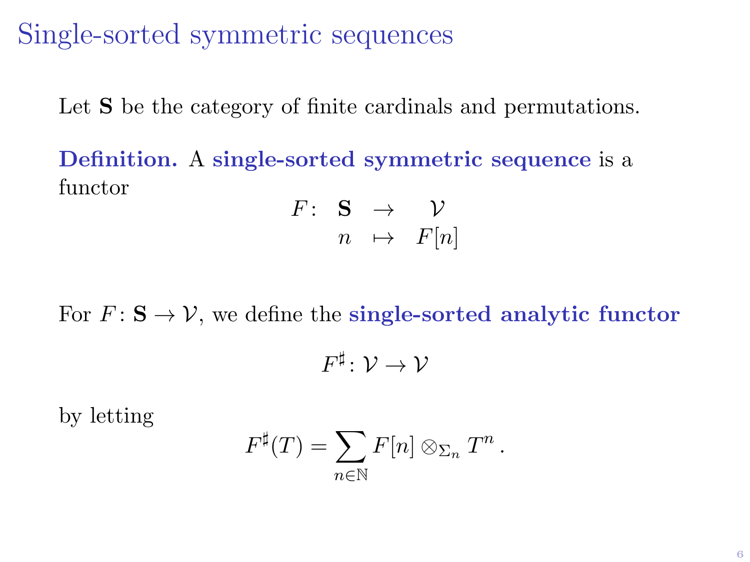# Single-sorted symmetric sequences

Let $\mathbf{S}$ be the category of finite cardinals and permutations.

**Definition.** A **single-sorted symmetric sequence** is a functor

$$
\begin{array}{rccc}
F\colon & \mathbf{S} & \to & \mathcal{V} \\
 & n & \mapsto & F[n]
\end{array}
$$

For $F\colon \mathbf{S} \to \mathcal{V}$, we define the **single-sorted analytic functor**

$$F^\sharp \colon \mathcal{V} \to \mathcal{V}$$

by letting

$$F^\sharp(T) = \sum_{n \in \mathbb{N}} F[n] \otimes_{\Sigma_n} T^n \, .$$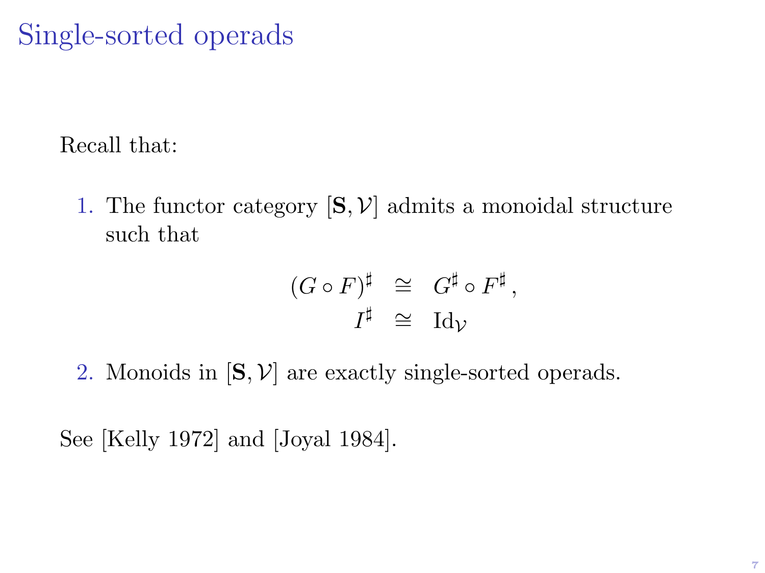# Single-sorted operads

Recall that:

1. The functor category $[\mathbf{S}, \mathcal{V}]$ admits a monoidal structure such that

$$
\begin{aligned}
(G \circ F)^\sharp &\cong G^\sharp \circ F^\sharp \,, \\
I^\sharp &\cong \mathrm{Id}_{\mathcal{V}}
\end{aligned}
$$

2. Monoids in $[\mathbf{S}, \mathcal{V}]$ are exactly single-sorted operads.

See [Kelly 1972] and [Joyal 1984].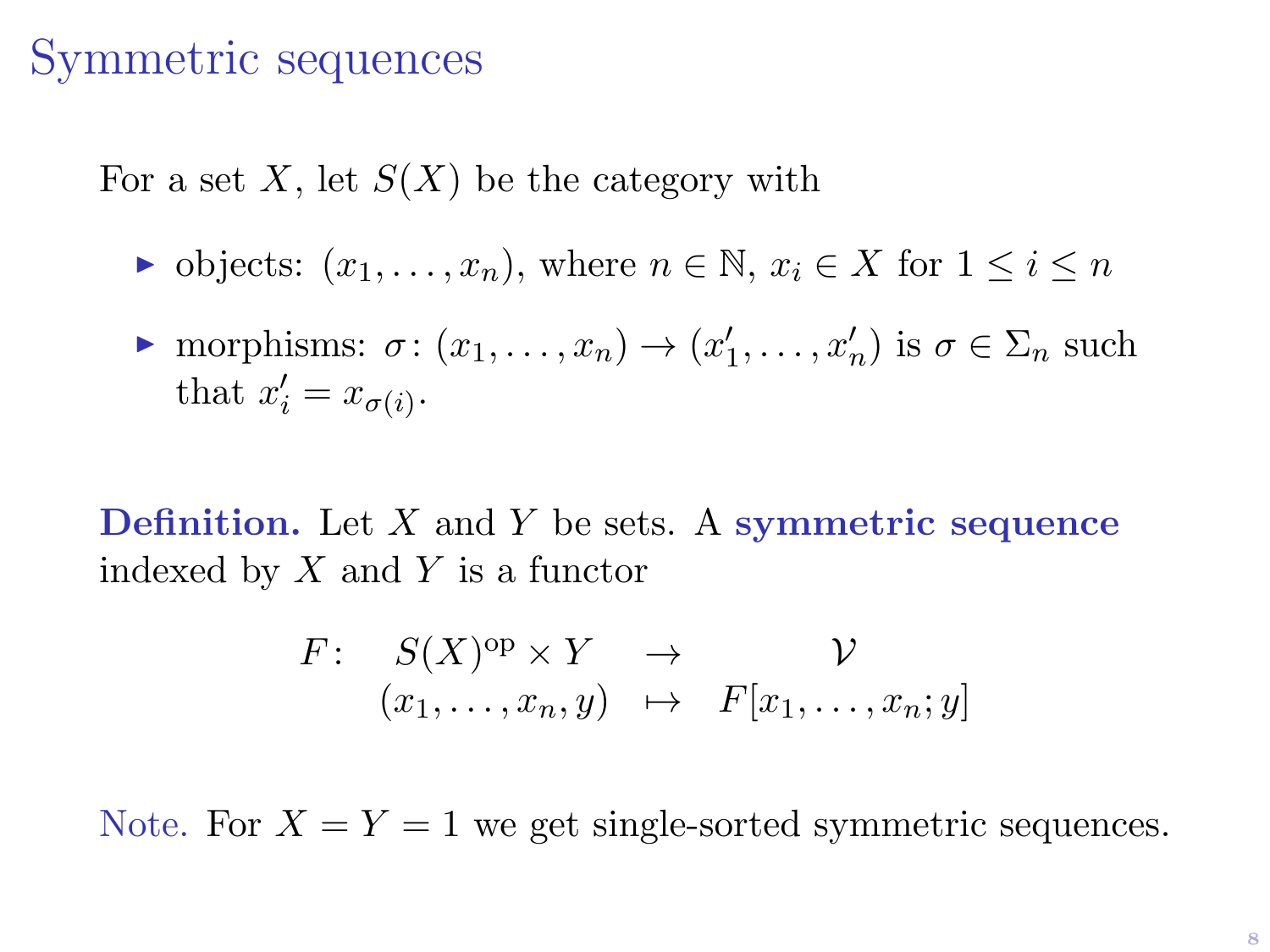# Symmetric sequences

For a set $X$, let $S(X)$ be the category with

- objects: $(x_1, \ldots, x_n)$, where $n \in \mathbb{N}$, $x_i \in X$ for $1 \leq i \leq n$
- morphisms: $\sigma \colon (x_1, \ldots, x_n) \to (x'_1, \ldots, x'_n)$ is $\sigma \in \Sigma_n$ such that $x'_i = x_{\sigma(i)}$.

**Definition.** Let $X$ and $Y$ be sets. A **symmetric sequence** indexed by $X$ and $Y$ is a functor

$$
\begin{array}{rccc}
F\colon & S(X)^{\mathrm{op}} \times Y & \to & \mathcal{V} \\
 & (x_1, \ldots, x_n, y) & \mapsto & F[x_1, \ldots, x_n; y]
\end{array}
$$

Note. For $X = Y = 1$ we get single-sorted symmetric sequences.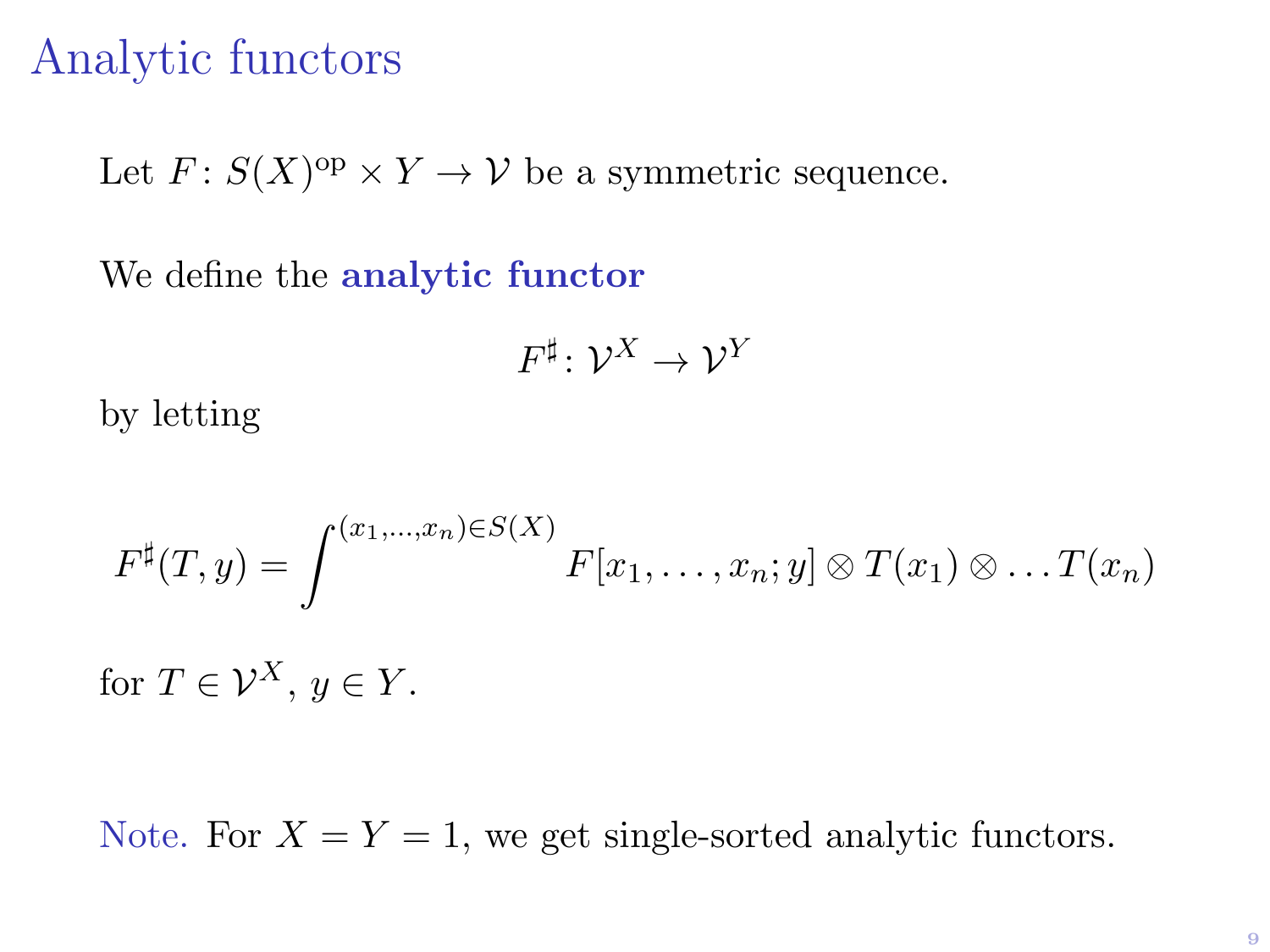# Analytic functors

Let $F \colon S(X)^{\mathrm{op}} \times Y \to \mathcal{V}$ be a symmetric sequence.

We define the **analytic functor**

$$F^\sharp \colon \mathcal{V}^X \to \mathcal{V}^Y$$

by letting

$$F^\sharp(T, y) = \int^{(x_1,\ldots,x_n) \in S(X)} F[x_1, \ldots, x_n; y] \otimes T(x_1) \otimes \ldots T(x_n)$$

for $T \in \mathcal{V}^X$, $y \in Y$.

Note. For $X = Y = 1$, we get single-sorted analytic functors.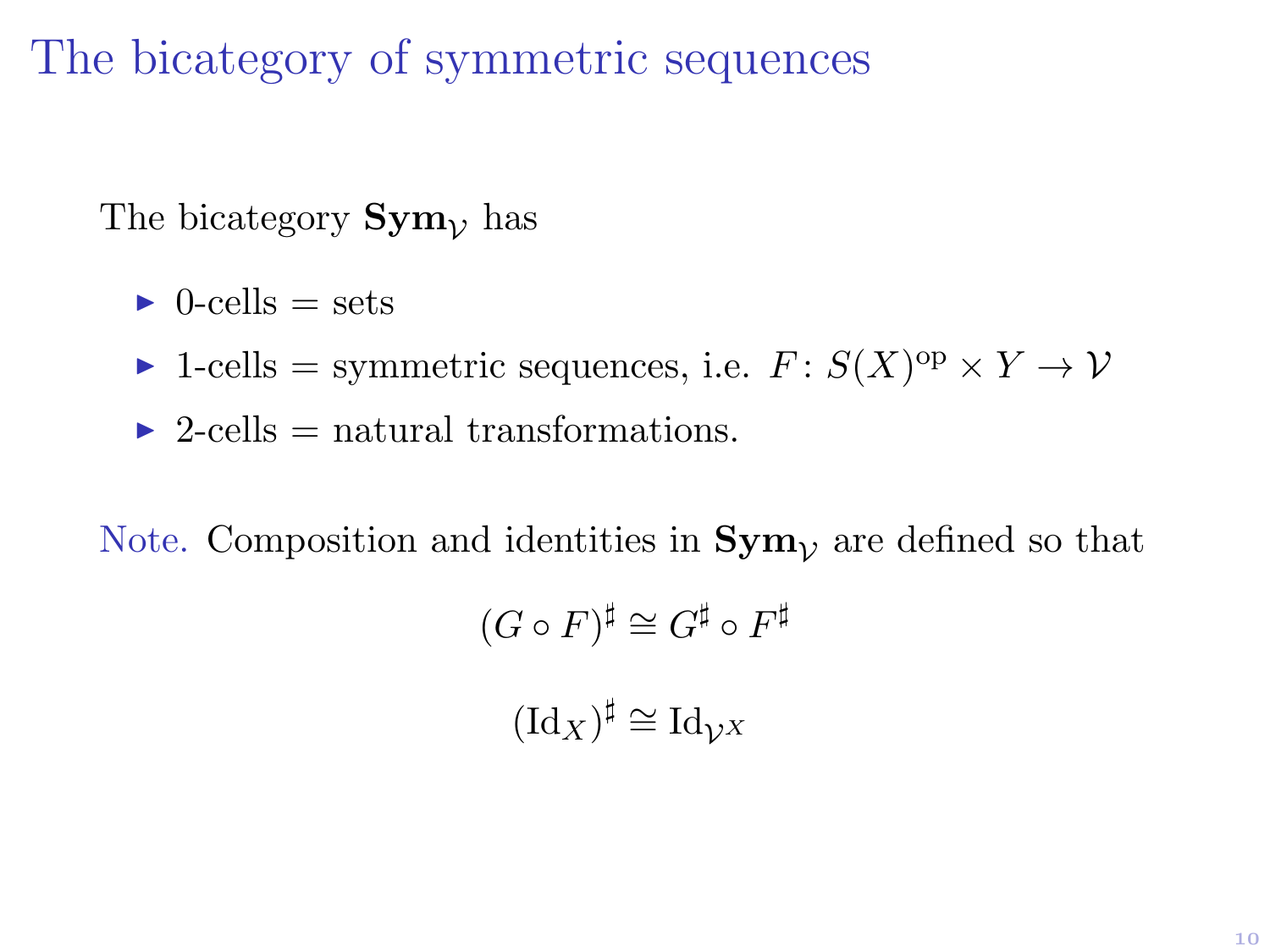# The bicategory of symmetric sequences

The bicategory $\mathbf{Sym}_{\mathcal{V}}$ has

- 0-cells = sets
- 1-cells = symmetric sequences, i.e. $F \colon S(X)^{\mathrm{op}} \times Y \to \mathcal{V}$
- 2-cells = natural transformations.

Note. Composition and identities in $\mathbf{Sym}_{\mathcal{V}}$ are defined so that

$$(G \circ F)^{\sharp} \cong G^{\sharp} \circ F^{\sharp}$$

$$(\mathrm{Id}_X)^{\sharp} \cong \mathrm{Id}_{\mathcal{V}^X}$$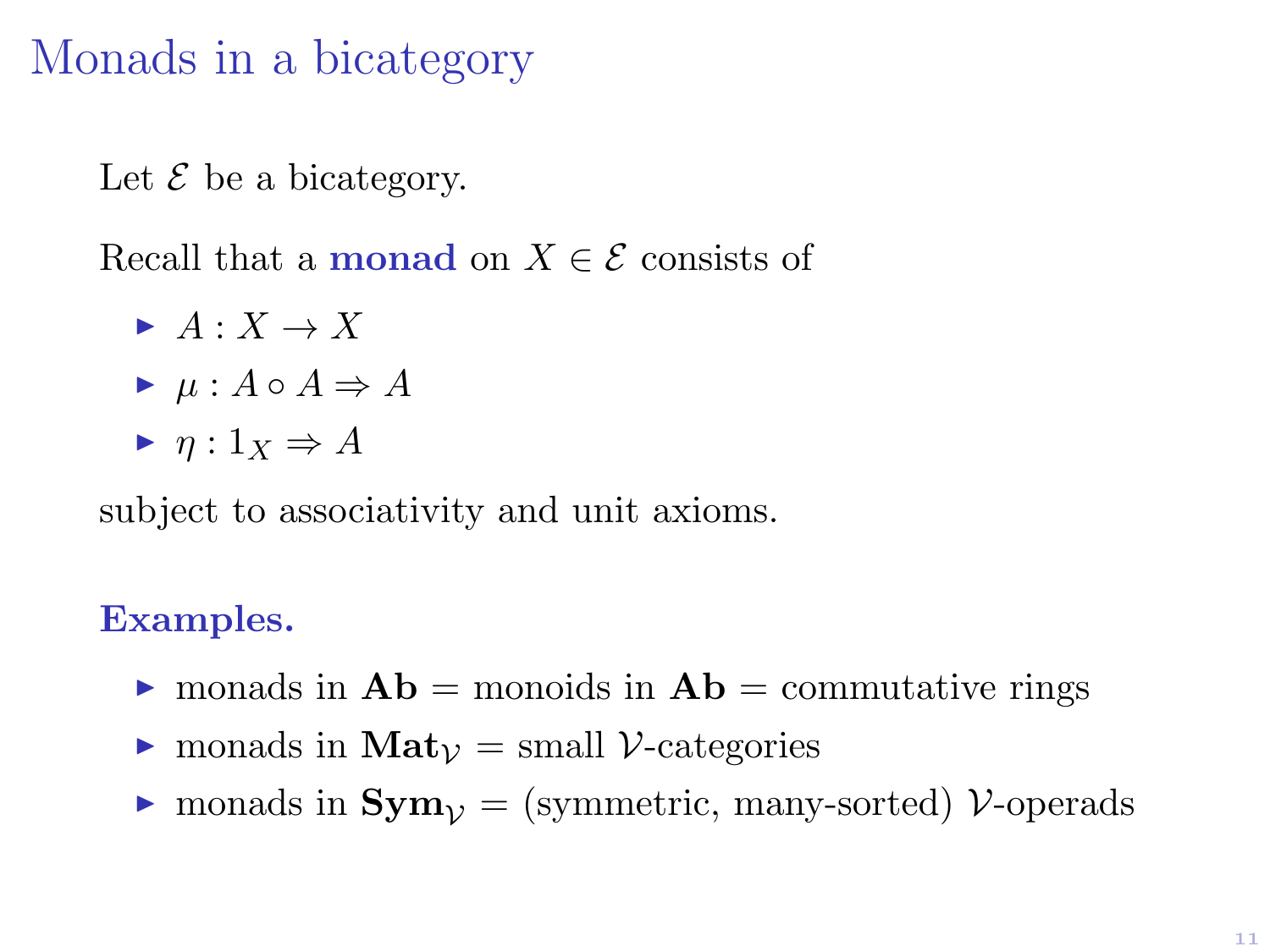# Monads in a bicategory

Let $\mathcal{E}$ be a bicategory.

Recall that a **monad** on $X \in \mathcal{E}$ consists of

- $A : X \to X$
- $\mu : A \circ A \Rightarrow A$
- $\eta : 1_X \Rightarrow A$

subject to associativity and unit axioms.

**Examples.**

- monads in $\mathbf{Ab}$ = monoids in $\mathbf{Ab}$ = commutative rings
- monads in $\mathbf{Mat}_{\mathcal{V}}$ = small $\mathcal{V}$-categories
- monads in $\mathbf{Sym}_{\mathcal{V}}$ = (symmetric, many-sorted) $\mathcal{V}$-operads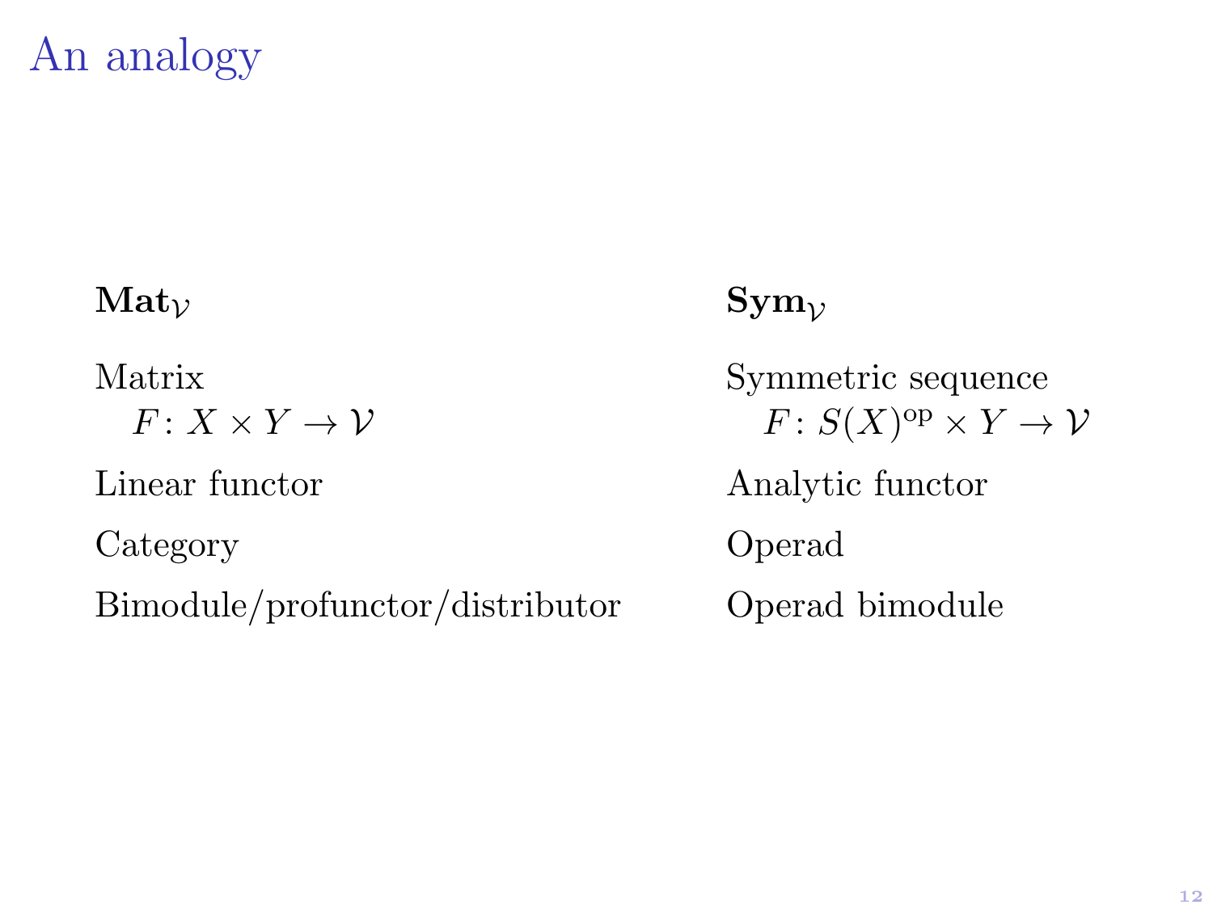# An analogy

| $\mathbf{Mat}_{\mathcal{V}}$ | $\mathbf{Sym}_{\mathcal{V}}$ |
|---|---|
| Matrix $F\colon X \times Y \to \mathcal{V}$ | Symmetric sequence $F\colon S(X)^{\mathrm{op}} \times Y \to \mathcal{V}$ |
| Linear functor | Analytic functor |
| Category | Operad |
| Bimodule/profunctor/distributor | Operad bimodule |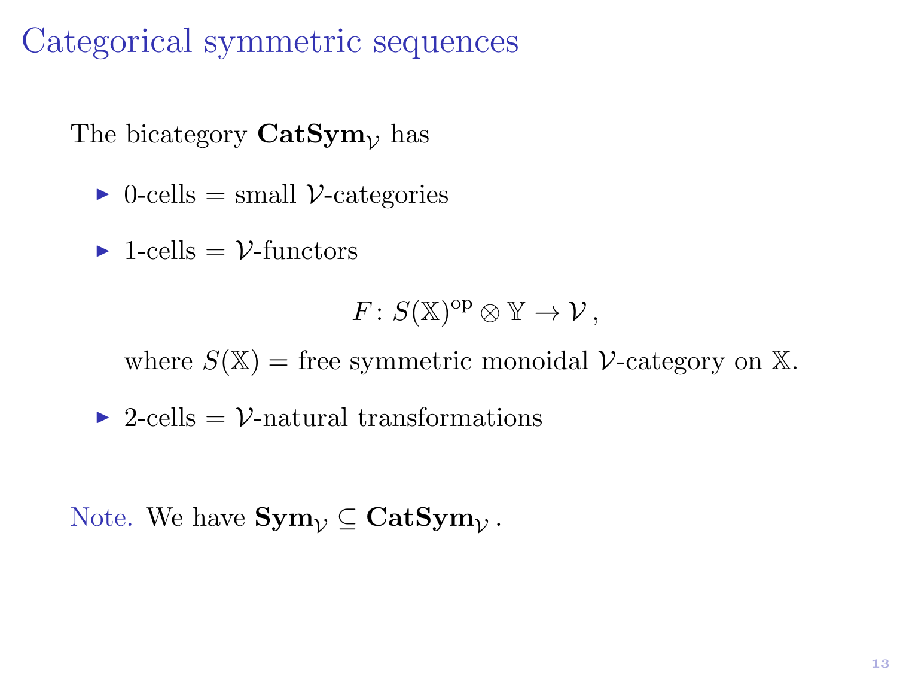# Categorical symmetric sequences

The bicategory $\mathbf{CatSym}_{\mathcal{V}}$ has

- 0-cells = small $\mathcal{V}$-categories
- 1-cells = $\mathcal{V}$-functors

  $$F \colon S(\mathbb{X})^{\mathrm{op}} \otimes \mathbb{Y} \to \mathcal{V}\,,$$

  where $S(\mathbb{X})$ = free symmetric monoidal $\mathcal{V}$-category on $\mathbb{X}$.
- 2-cells = $\mathcal{V}$-natural transformations

Note. We have $\mathbf{Sym}_{\mathcal{V}} \subseteq \mathbf{CatSym}_{\mathcal{V}}$ .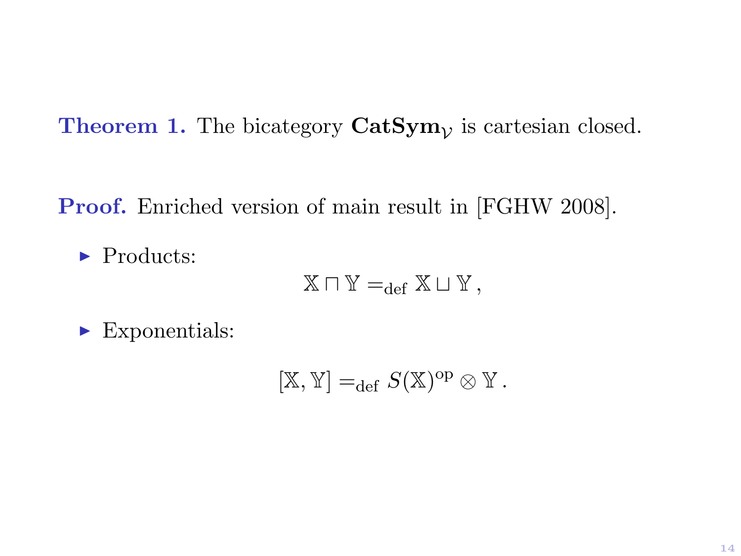**Theorem 1.** The bicategory $\mathbf{CatSym}_{\mathcal{V}}$ is cartesian closed.

**Proof.** Enriched version of main result in [FGHW 2008].

- Products:

$$\mathbb{X} \sqcap \mathbb{Y} =_{\text{def}} \mathbb{X} \sqcup \mathbb{Y}\,,$$

- Exponentials:

$$[\mathbb{X}, \mathbb{Y}] =_{\text{def}} S(\mathbb{X})^{\text{op}} \otimes \mathbb{Y}\,.$$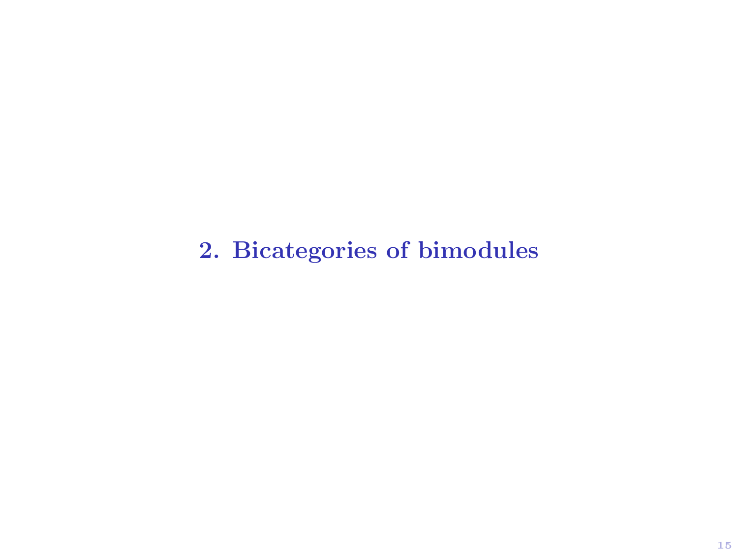# 2. Bicategories of bimodules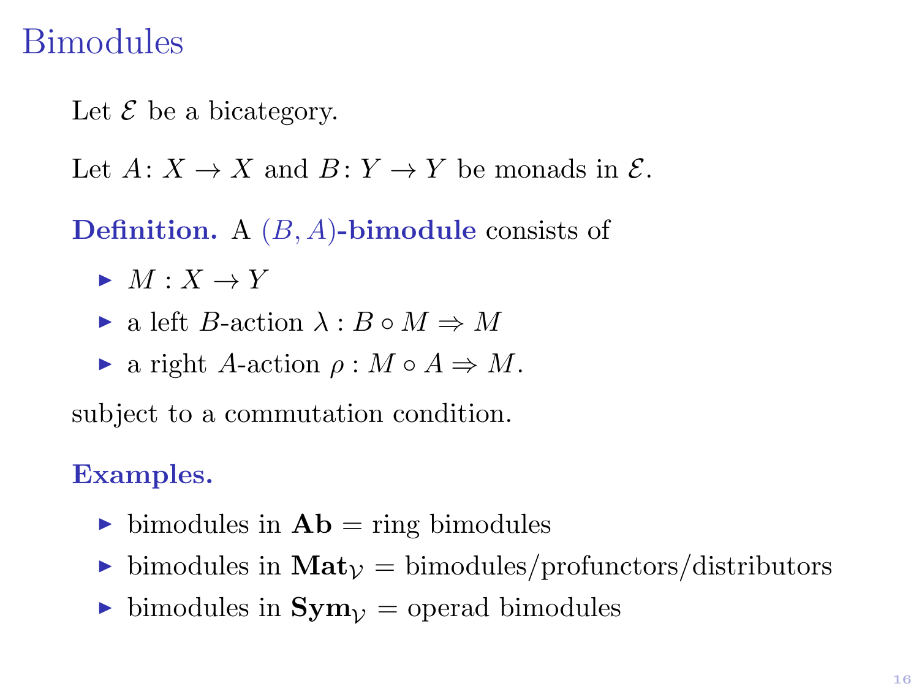# Bimodules

Let $\mathcal{E}$ be a bicategory.

Let $A\colon X \to X$ and $B\colon Y \to Y$ be monads in $\mathcal{E}$.

**Definition.** A **$(B, A)$-bimodule** consists of

- $M : X \to Y$
- a left $B$-action $\lambda : B \circ M \Rightarrow M$
- a right $A$-action $\rho : M \circ A \Rightarrow M$.

subject to a commutation condition.

**Examples.**

- bimodules in $\mathbf{Ab}$ = ring bimodules
- bimodules in $\mathbf{Mat}_{\mathcal{V}}$ = bimodules/profunctors/distributors
- bimodules in $\mathbf{Sym}_{\mathcal{V}}$ = operad bimodules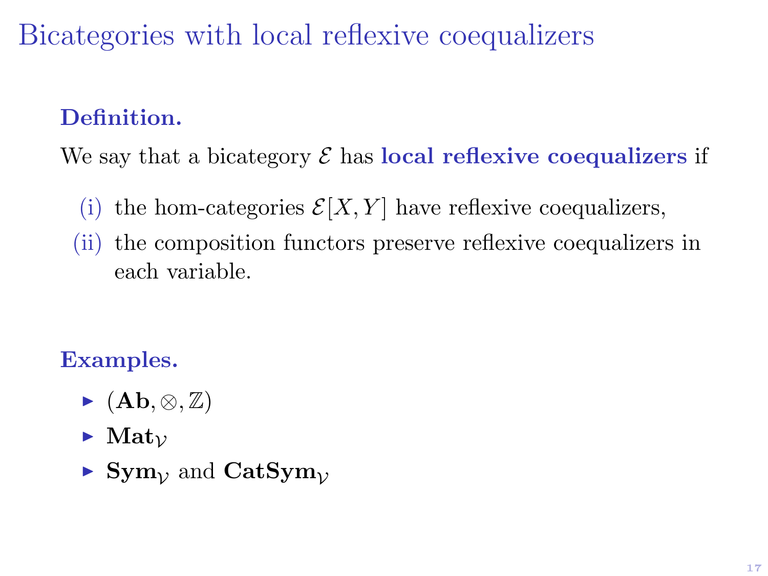# Bicategories with local reflexive coequalizers

**Definition.**

We say that a bicategory $\mathcal{E}$ has **local reflexive coequalizers** if

(i) the hom-categories $\mathcal{E}[X, Y]$ have reflexive coequalizers,

(ii) the composition functors preserve reflexive coequalizers in each variable.

**Examples.**

- $(\mathbf{Ab}, \otimes, \mathbb{Z})$
- $\mathbf{Mat}_{\mathcal{V}}$
- $\mathbf{Sym}_{\mathcal{V}}$ and $\mathbf{CatSym}_{\mathcal{V}}$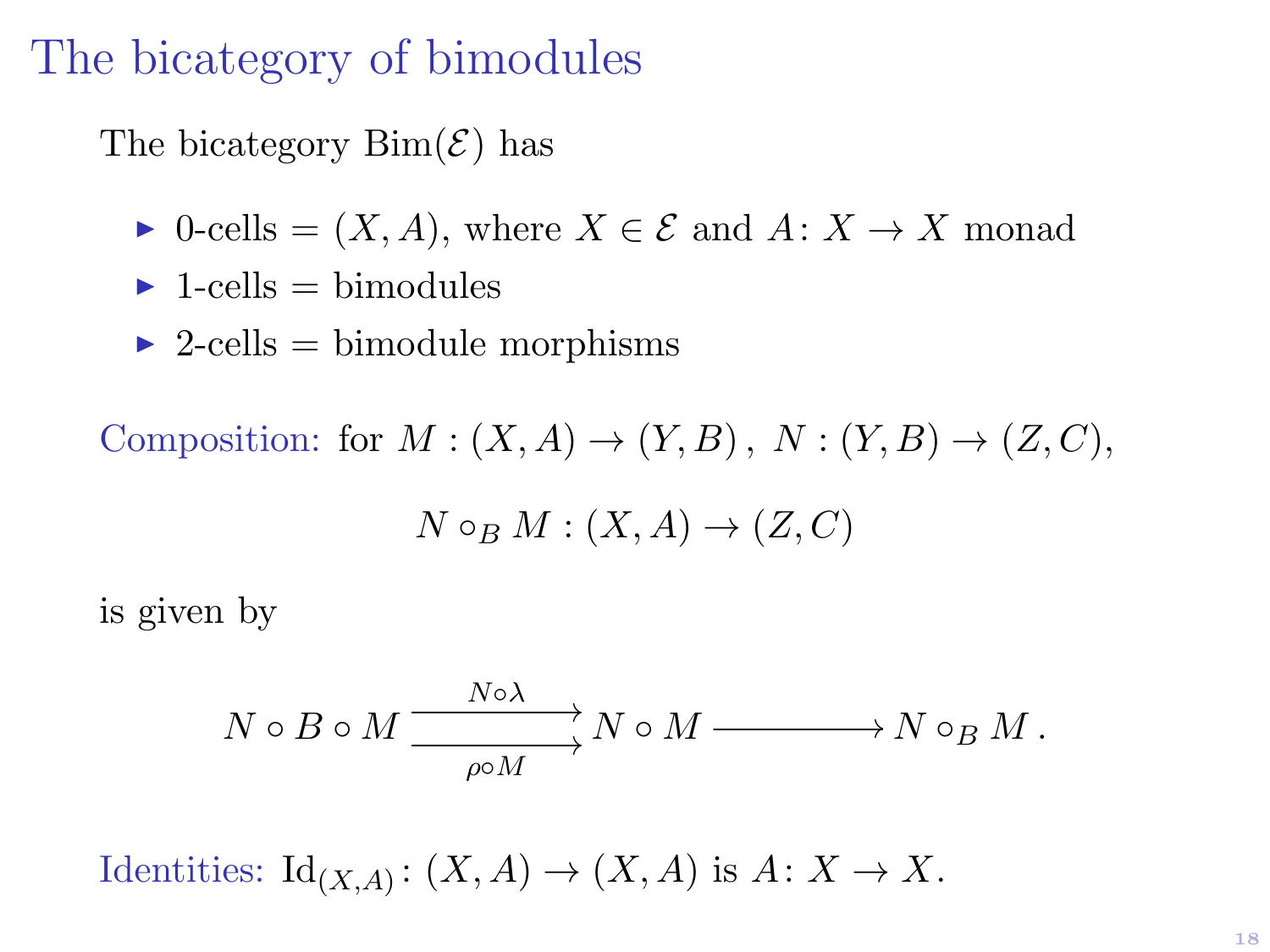# The bicategory of bimodules

The bicategory $\mathrm{Bim}(\mathcal{E})$ has

- 0-cells = $(X, A)$, where $X \in \mathcal{E}$ and $A \colon X \to X$ monad
- 1-cells = bimodules
- 2-cells = bimodule morphisms

Composition: for $M : (X, A) \to (Y, B)\,,\; N : (Y, B) \to (Z, C)$,

$$N \circ_B M : (X, A) \to (Z, C)$$

is given by

$$N \circ B \circ M \underset{\rho \circ M}{\overset{N \circ \lambda}{\rightrightarrows}} N \circ M \longrightarrow N \circ_B M\,.$$

Identities: $\mathrm{Id}_{(X,A)} \colon (X, A) \to (X, A)$ is $A \colon X \to X$.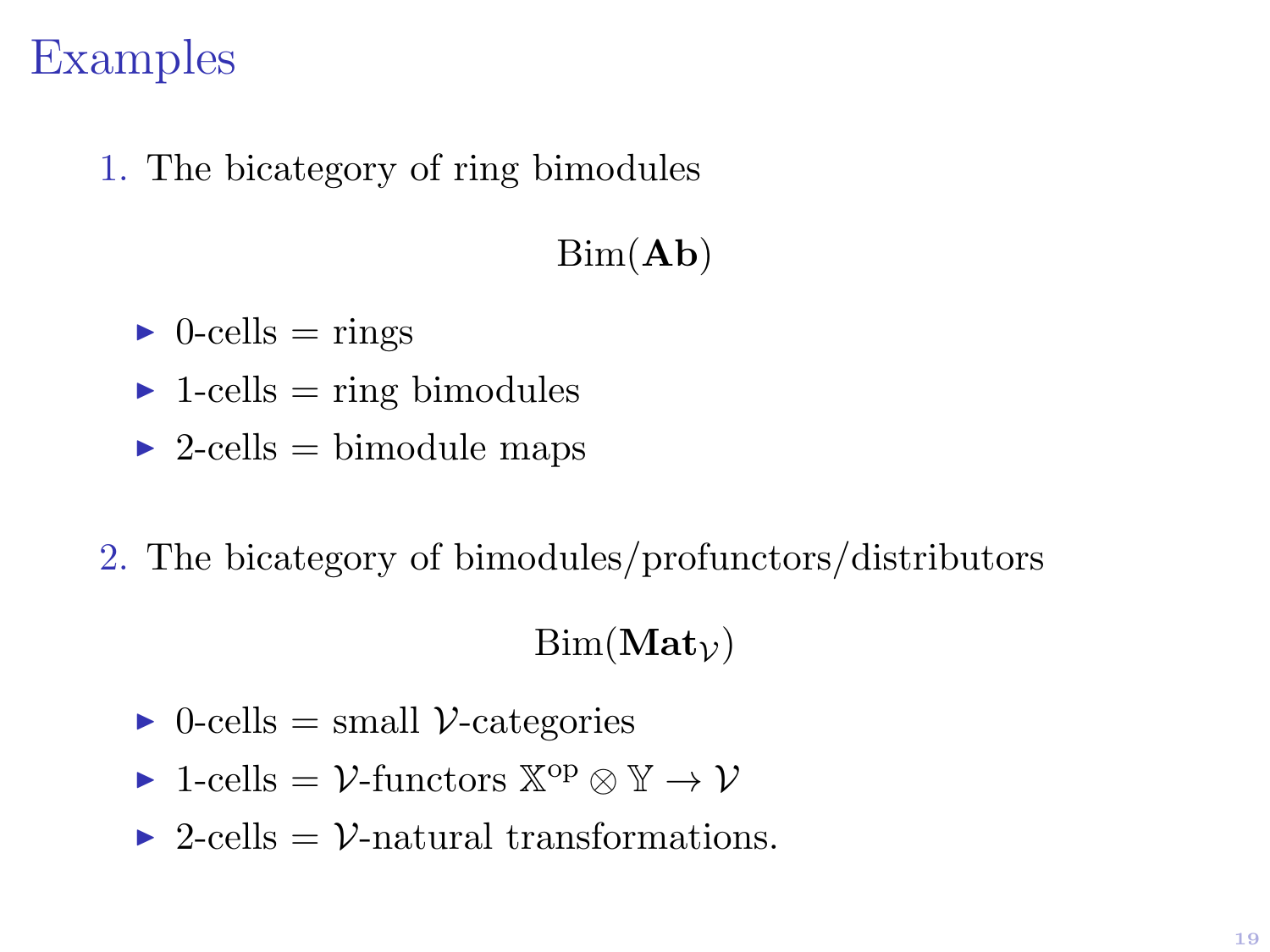# Examples

1. The bicategory of ring bimodules

$$\mathrm{Bim}(\mathbf{Ab})$$

- 0-cells = rings
- 1-cells = ring bimodules
- 2-cells = bimodule maps

2. The bicategory of bimodules/profunctors/distributors

$$\mathrm{Bim}(\mathbf{Mat}_{\mathcal{V}})$$

- 0-cells = small $\mathcal{V}$-categories
- 1-cells = $\mathcal{V}$-functors $\mathbb{X}^{\mathrm{op}} \otimes \mathbb{Y} \to \mathcal{V}$
- 2-cells = $\mathcal{V}$-natural transformations.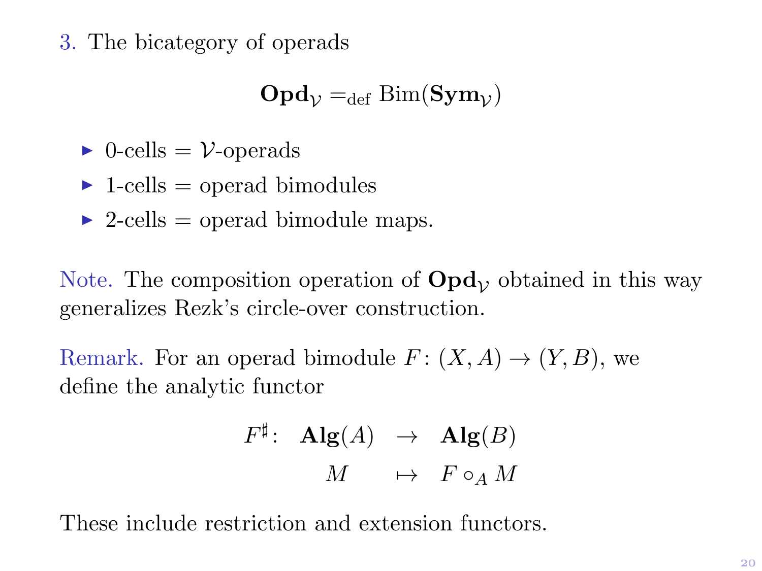## 3. The bicategory of operads

$$\mathbf{Opd}_{\mathcal{V}} =_{\text{def}} \text{Bim}(\mathbf{Sym}_{\mathcal{V}})$$

- 0-cells = $\mathcal{V}$-operads
- 1-cells = operad bimodules
- 2-cells = operad bimodule maps.

Note. The composition operation of $\mathbf{Opd}_{\mathcal{V}}$ obtained in this way generalizes Rezk's circle-over construction.

Remark. For an operad bimodule $F\colon (X, A) \to (Y, B)$, we define the analytic functor

$$\begin{array}{rccc} F^{\sharp}\colon & \mathbf{Alg}(A) & \to & \mathbf{Alg}(B) \\ & M & \mapsto & F \circ_A M \end{array}$$

These include restriction and extension functors.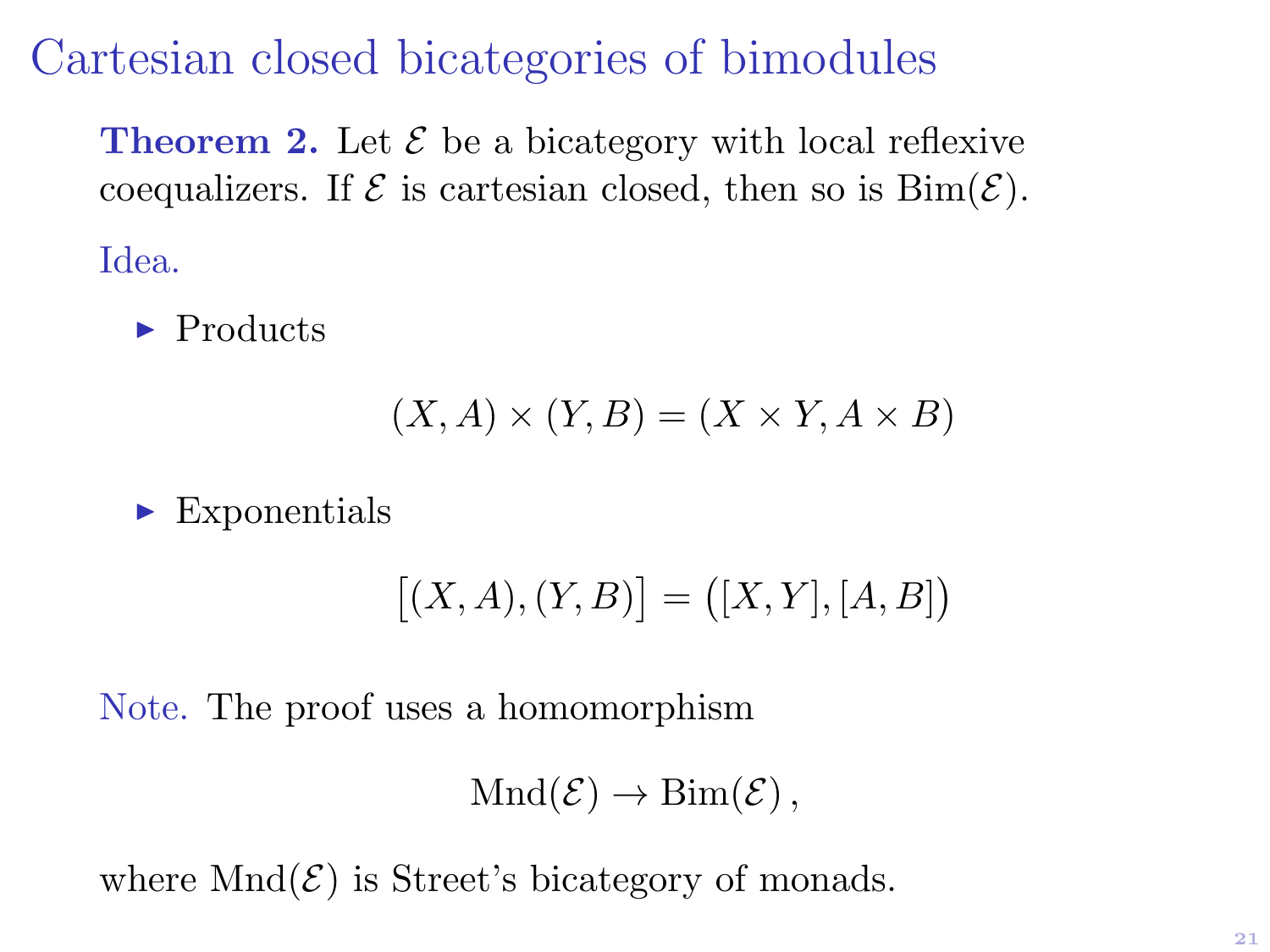# Cartesian closed bicategories of bimodules

**Theorem 2.** Let $\mathcal{E}$ be a bicategory with local reflexive coequalizers. If $\mathcal{E}$ is cartesian closed, then so is $\mathrm{Bim}(\mathcal{E})$.

Idea.

- Products

$$(X, A) \times (Y, B) = (X \times Y, A \times B)$$

- Exponentials

$$\big[(X, A), (Y, B)\big] = \big([X, Y], [A, B]\big)$$

Note. The proof uses a homomorphism

$$\mathrm{Mnd}(\mathcal{E}) \to \mathrm{Bim}(\mathcal{E})\,,$$

where $\mathrm{Mnd}(\mathcal{E})$ is Street's bicategory of monads.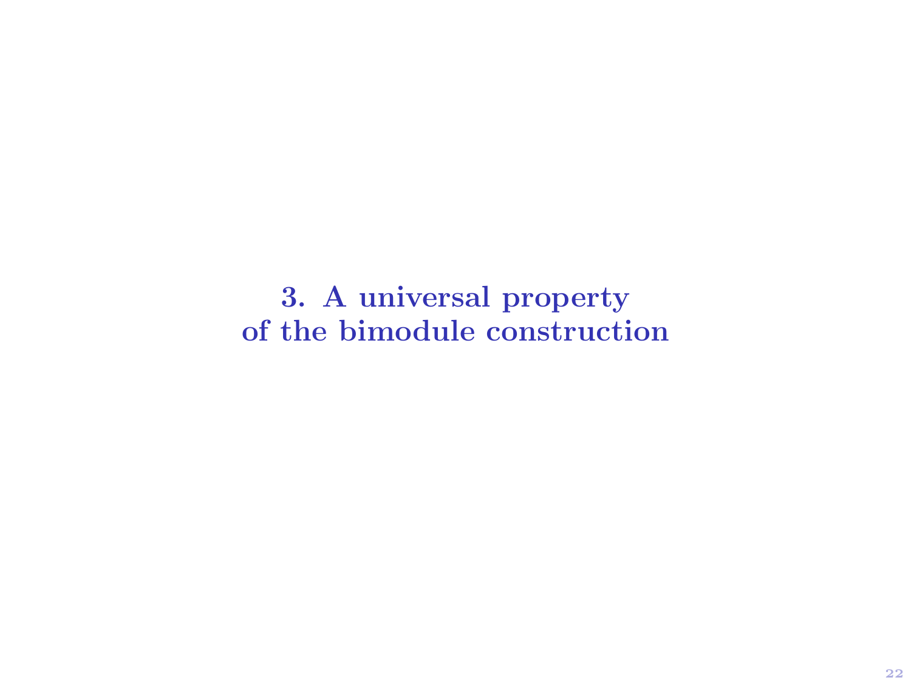# 3. A universal property of the bimodule construction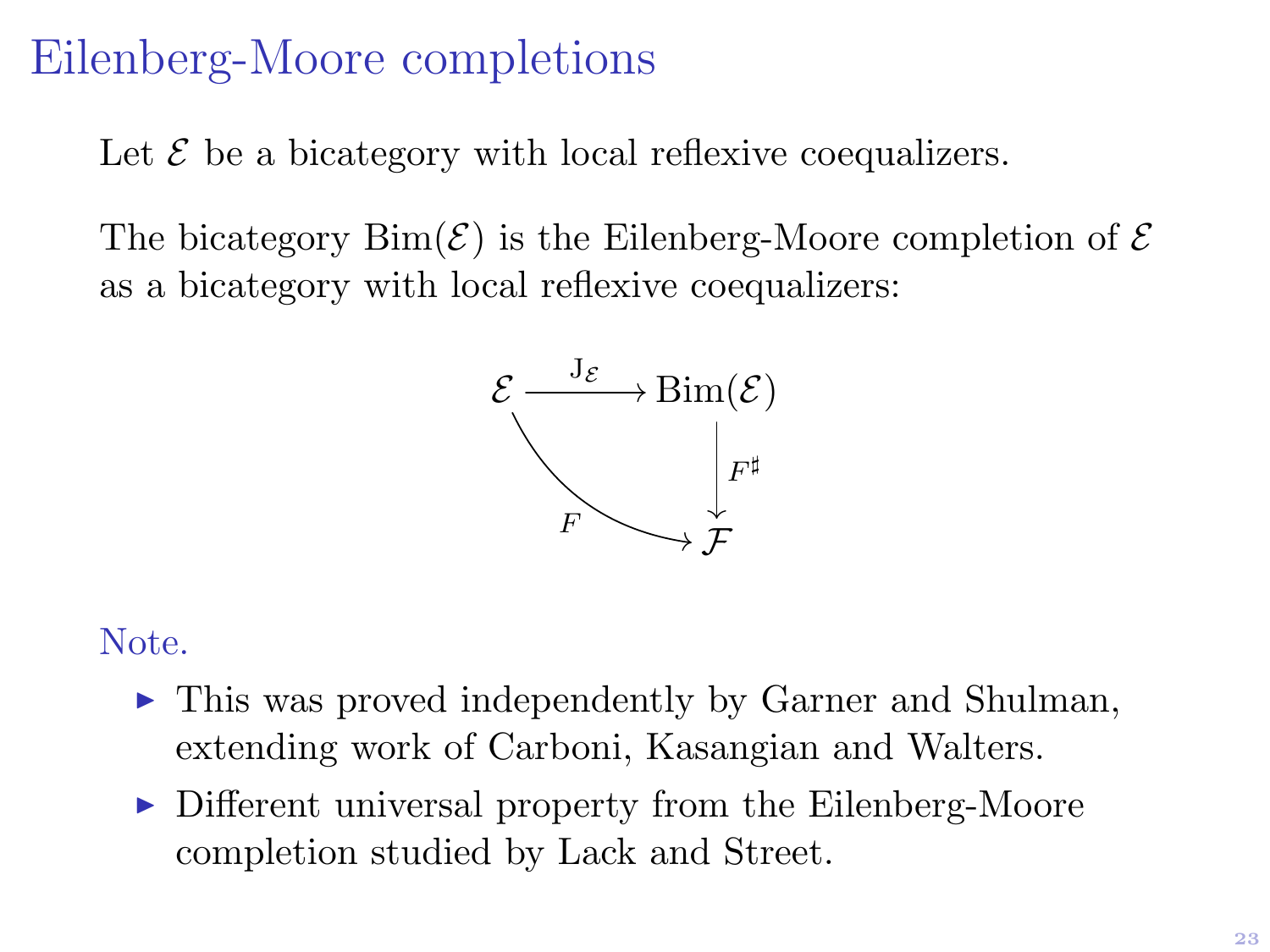# Eilenberg-Moore completions

Let $\mathcal{E}$ be a bicategory with local reflexive coequalizers.

The bicategory $\mathrm{Bim}(\mathcal{E})$ is the Eilenberg-Moore completion of $\mathcal{E}$ as a bicategory with local reflexive coequalizers:

$$\begin{array}{ccc} \mathcal{E} & \xrightarrow{\mathrm{J}_{\mathcal{E}}} & \mathrm{Bim}(\mathcal{E}) \\ & {\scriptstyle F} \searrow & \downarrow {\scriptstyle F^{\sharp}} \\ & & \mathcal{F} \end{array}$$

Note.

- This was proved independently by Garner and Shulman, extending work of Carboni, Kasangian and Walters.
- Different universal property from the Eilenberg-Moore completion studied by Lack and Street.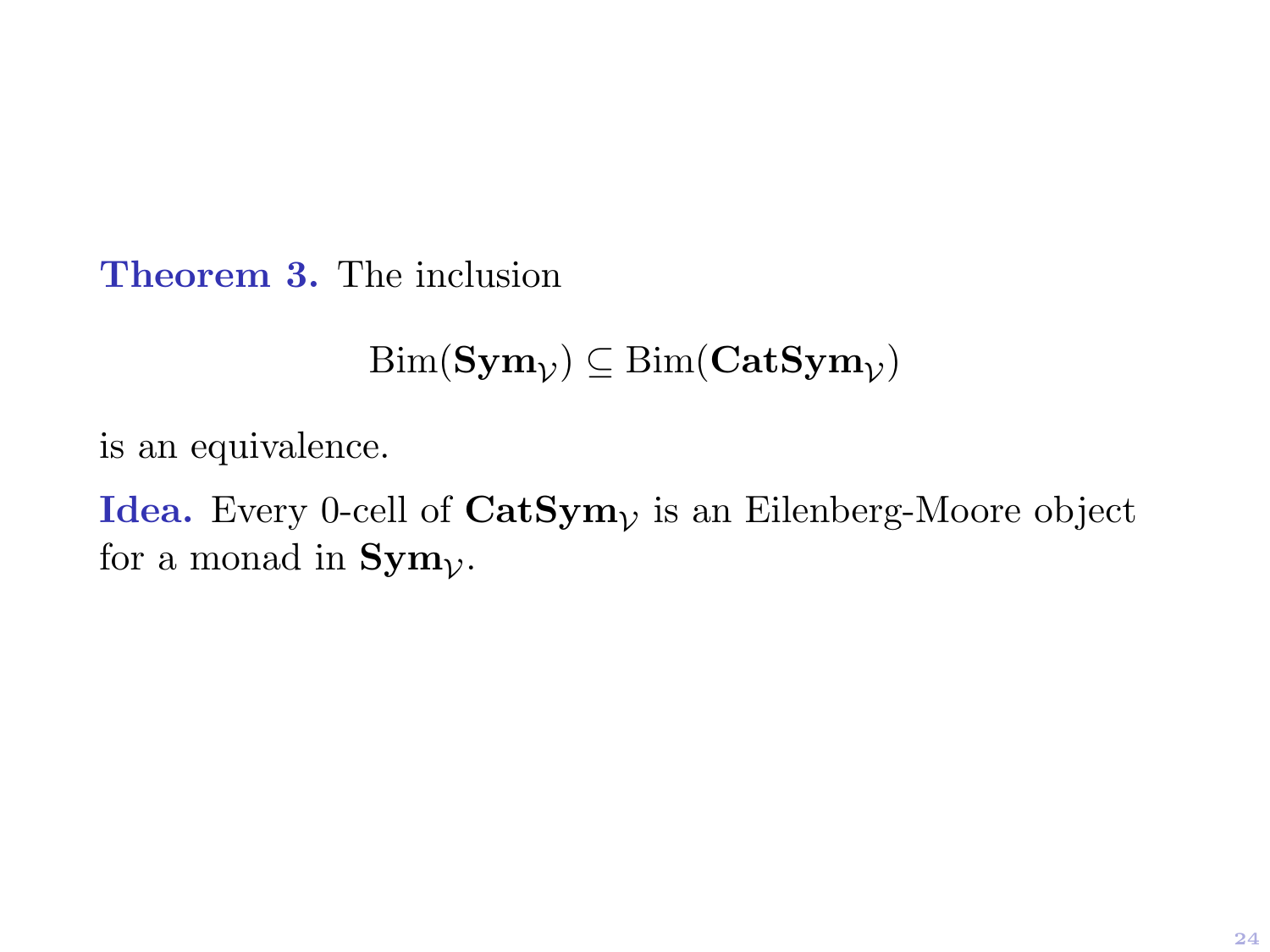**Theorem 3.** The inclusion

$$\mathrm{Bim}(\mathbf{Sym}_{\mathcal{V}}) \subseteq \mathrm{Bim}(\mathbf{CatSym}_{\mathcal{V}})$$

is an equivalence.

**Idea.** Every 0-cell of $\mathbf{CatSym}_{\mathcal{V}}$ is an Eilenberg-Moore object for a monad in $\mathbf{Sym}_{\mathcal{V}}$.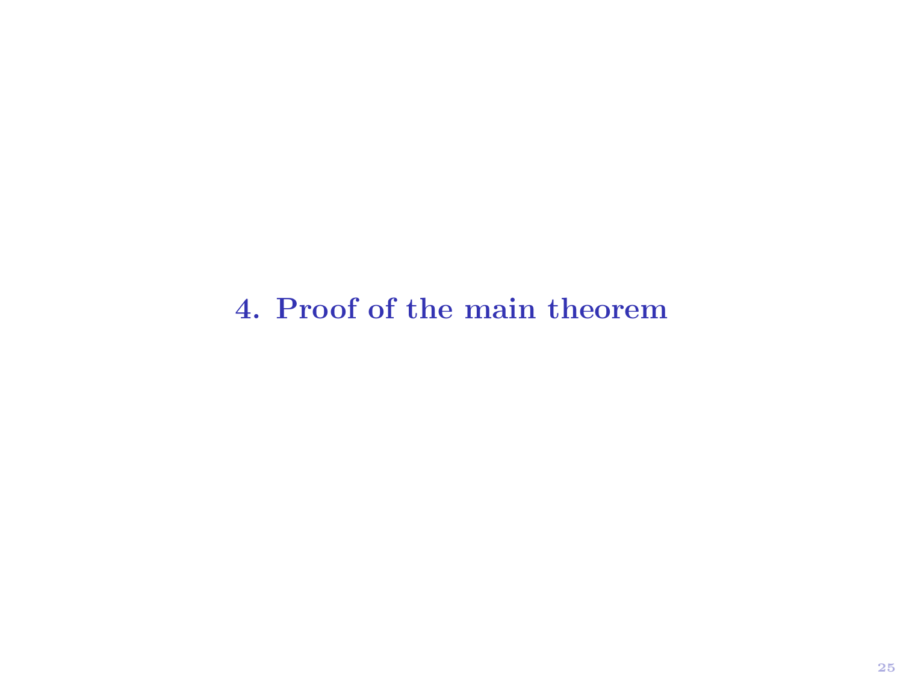# 4. Proof of the main theorem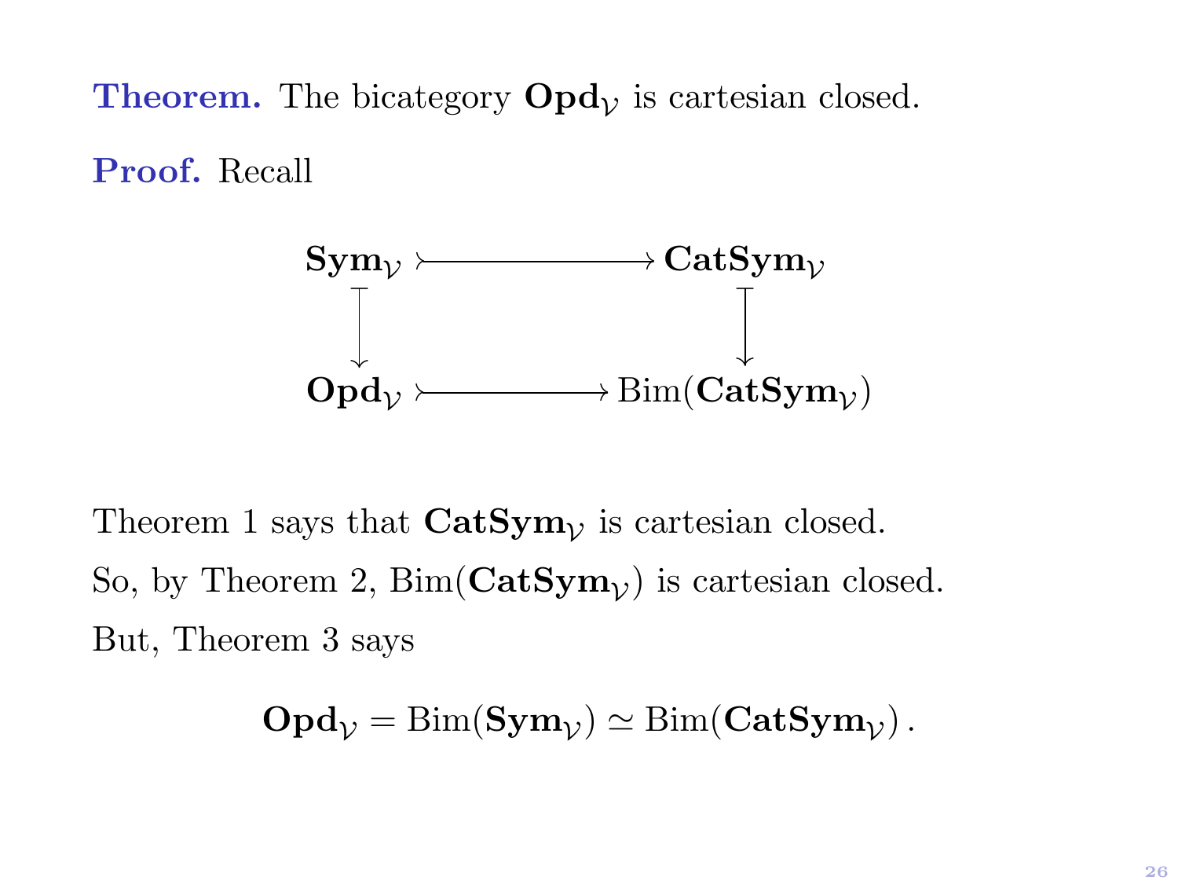**Theorem.** The bicategory $\mathbf{Opd}_{\mathcal{V}}$ is cartesian closed.

**Proof.** Recall

$$
\begin{array}{ccc}
\mathbf{Sym}_{\mathcal{V}} & \rightarrowtail & \mathbf{CatSym}_{\mathcal{V}} \\
\big\downarrow & & \big\downarrow \\
\mathbf{Opd}_{\mathcal{V}} & \rightarrowtail & \mathrm{Bim}(\mathbf{CatSym}_{\mathcal{V}})
\end{array}
$$

Theorem 1 says that $\mathbf{CatSym}_{\mathcal{V}}$ is cartesian closed.

So, by Theorem 2, $\mathrm{Bim}(\mathbf{CatSym}_{\mathcal{V}})$ is cartesian closed.

But, Theorem 3 says

$$
\mathbf{Opd}_{\mathcal{V}} = \mathrm{Bim}(\mathbf{Sym}_{\mathcal{V}}) \simeq \mathrm{Bim}(\mathbf{CatSym}_{\mathcal{V}}) \,.
$$